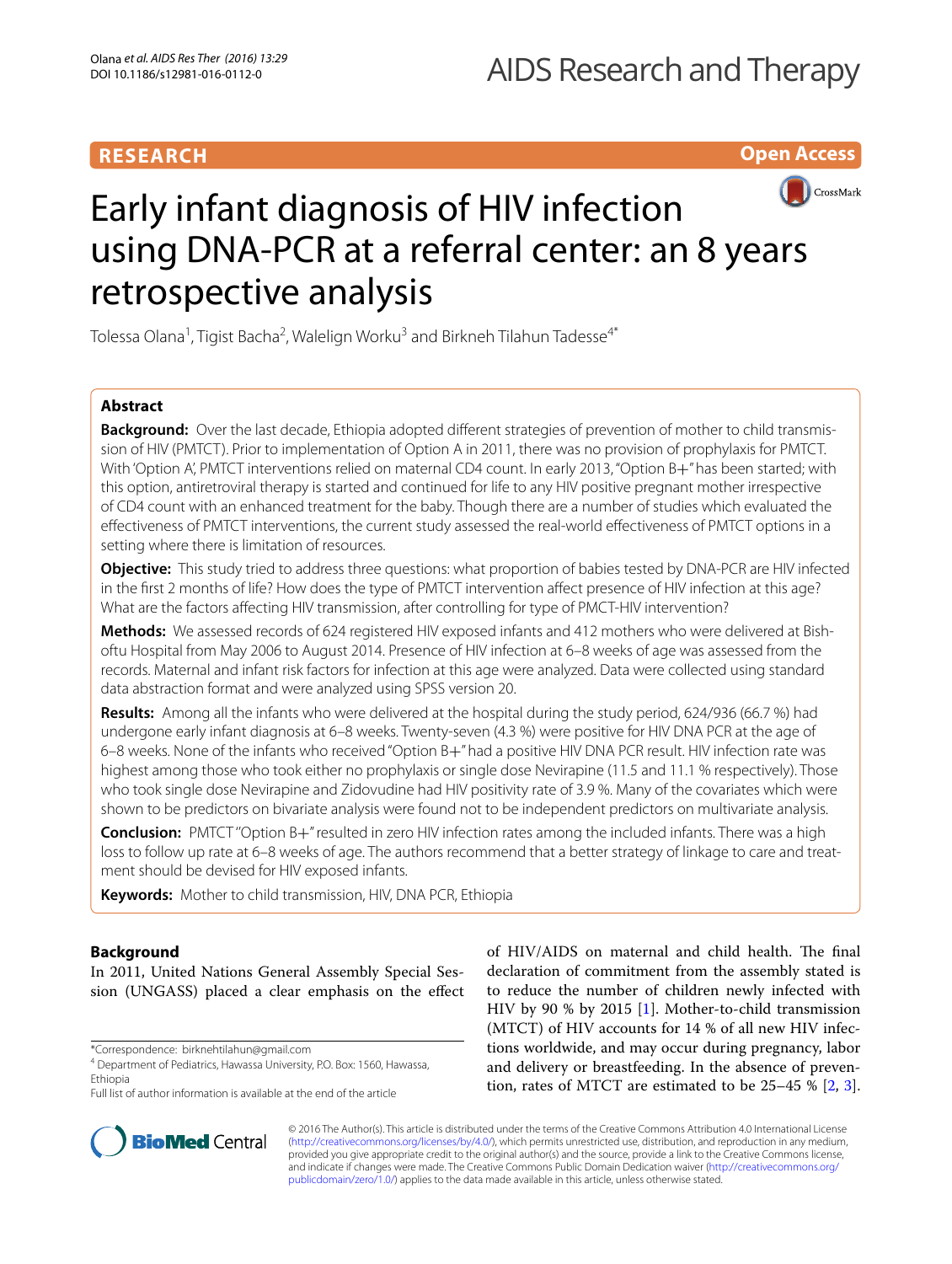RESEARCH

Open Access

# Early infant diagnosis of HIV infection using DNA-PCR at a referral center: an 8 years retrospective analysis

Tolessa Olana[1], Tigist Bacha[2], Walelign Worku[3] and Birkneh Tilahun Tadesse[4*]

## Abstract

**Background:** Over the last decade, Ethiopia adopted different strategies of prevention of mother to child transmission of HIV (PMTCT). Prior to implementation of Option A in 2011, there was no provision of prophylaxis for PMTCT. With 'Option A', PMTCT interventions relied on maternal CD4 count. In early 2013, "Option B+" has been started; with this option, antiretroviral therapy is started and continued for life to any HIV positive pregnant mother irrespective of CD4 count with an enhanced treatment for the baby. Though there are a number of studies which evaluated the effectiveness of PMTCT interventions, the current study assessed the real-world effectiveness of PMTCT options in a setting where there is limitation of resources.

**Objective:** This study tried to address three questions: what proportion of babies tested by DNA-PCR are HIV infected in the first 2 months of life? How does the type of PMTCT intervention affect presence of HIV infection at this age? What are the factors affecting HIV transmission, after controlling for type of PMCT-HIV intervention?

**Methods:** We assessed records of 624 registered HIV exposed infants and 412 mothers who were delivered at Bishoftu Hospital from May 2006 to August 2014. Presence of HIV infection at 6–8 weeks of age was assessed from the records. Maternal and infant risk factors for infection at this age were analyzed. Data were collected using standard data abstraction format and were analyzed using SPSS version 20.

**Results:** Among all the infants who were delivered at the hospital during the study period, 624/936 (66.7 %) had undergone early infant diagnosis at 6–8 weeks. Twenty-seven (4.3 %) were positive for HIV DNA PCR at the age of 6–8 weeks. None of the infants who received "Option B+" had a positive HIV DNA PCR result. HIV infection rate was highest among those who took either no prophylaxis or single dose Nevirapine (11.5 and 11.1 % respectively). Those who took single dose Nevirapine and Zidovudine had HIV positivity rate of 3.9 %. Many of the covariates which were shown to be predictors on bivariate analysis were found not to be independent predictors on multivariate analysis.

**Conclusion:** PMTCT "Option B+" resulted in zero HIV infection rates among the included infants. There was a high loss to follow up rate at 6–8 weeks of age. The authors recommend that a better strategy of linkage to care and treatment should be devised for HIV exposed infants.

**Keywords:** Mother to child transmission, HIV, DNA PCR, Ethiopia

## Background

In 2011, United Nations General Assembly Special Session (UNGASS) placed a clear emphasis on the effect of HIV/AIDS on maternal and child health. The final declaration of commitment from the assembly stated is to reduce the number of children newly infected with HIV by 90 % by 2015 [1]. Mother-to-child transmission (MTCT) of HIV accounts for 14 % of all new HIV infections worldwide, and may occur during pregnancy, labor and delivery or breastfeeding. In the absence of prevention, rates of MTCT are estimated to be 25–45 % [2, 3].

*Correspondence: birknehtilahun@gmail.com
[4] Department of Pediatrics, Hawassa University, P.O. Box: 1560, Hawassa, Ethiopia
Full list of author information is available at the end of the article

© 2016 The Author(s). This article is distributed under the terms of the Creative Commons Attribution 4.0 International License (http://creativecommons.org/licenses/by/4.0/), which permits unrestricted use, distribution, and reproduction in any medium, provided you give appropriate credit to the original author(s) and the source, provide a link to the Creative Commons license, and indicate if changes were made. The Creative Commons Public Domain Dedication waiver (http://creativecommons.org/publicdomain/zero/1.0/) applies to the data made available in this article, unless otherwise stated.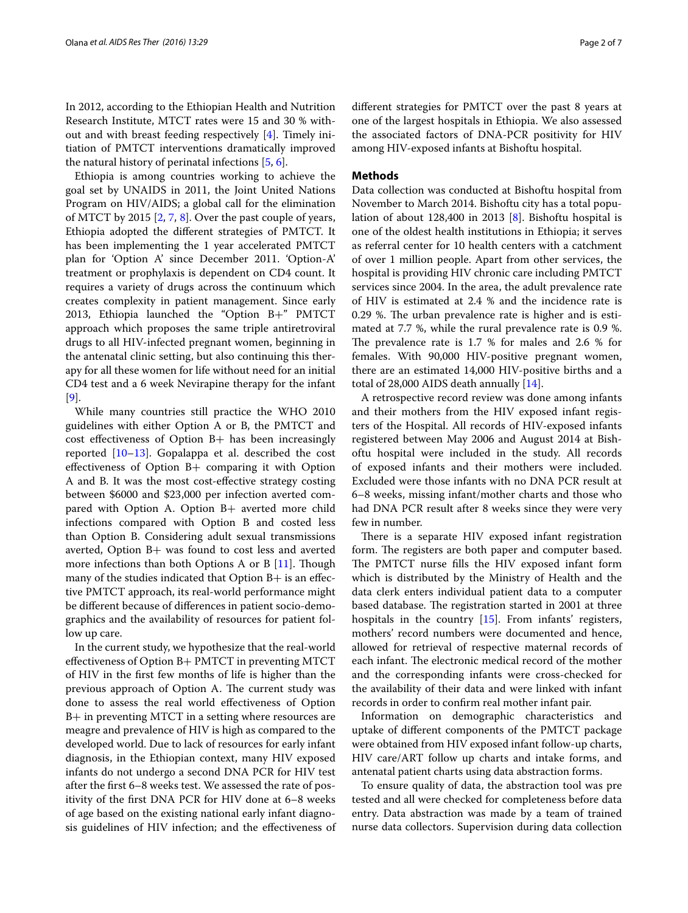In 2012, according to the Ethiopian Health and Nutrition Research Institute, MTCT rates were 15 and 30 % without and with breast feeding respectively [4]. Timely initiation of PMTCT interventions dramatically improved the natural history of perinatal infections [5, 6].

Ethiopia is among countries working to achieve the goal set by UNAIDS in 2011, the Joint United Nations Program on HIV/AIDS; a global call for the elimination of MTCT by 2015 [2, 7, 8]. Over the past couple of years, Ethiopia adopted the different strategies of PMTCT. It has been implementing the 1 year accelerated PMTCT plan for 'Option A' since December 2011. 'Option-A' treatment or prophylaxis is dependent on CD4 count. It requires a variety of drugs across the continuum which creates complexity in patient management. Since early 2013, Ethiopia launched the "Option B+" PMTCT approach which proposes the same triple antiretroviral drugs to all HIV-infected pregnant women, beginning in the antenatal clinic setting, but also continuing this therapy for all these women for life without need for an initial CD4 test and a 6 week Nevirapine therapy for the infant [9].

While many countries still practice the WHO 2010 guidelines with either Option A or B, the PMTCT and cost effectiveness of Option B+ has been increasingly reported [10–13]. Gopalappa et al. described the cost effectiveness of Option B+ comparing it with Option A and B. It was the most cost-effective strategy costing between $6000 and $23,000 per infection averted compared with Option A. Option B+ averted more child infections compared with Option B and costed less than Option B. Considering adult sexual transmissions averted, Option B+ was found to cost less and averted more infections than both Options A or B [11]. Though many of the studies indicated that Option B+ is an effective PMTCT approach, its real-world performance might be different because of differences in patient socio-demographics and the availability of resources for patient follow up care.

In the current study, we hypothesize that the real-world effectiveness of Option B+ PMTCT in preventing MTCT of HIV in the first few months of life is higher than the previous approach of Option A. The current study was done to assess the real world effectiveness of Option B+ in preventing MTCT in a setting where resources are meagre and prevalence of HIV is high as compared to the developed world. Due to lack of resources for early infant diagnosis, in the Ethiopian context, many HIV exposed infants do not undergo a second DNA PCR for HIV test after the first 6–8 weeks test. We assessed the rate of positivity of the first DNA PCR for HIV done at 6–8 weeks of age based on the existing national early infant diagnosis guidelines of HIV infection; and the effectiveness of different strategies for PMTCT over the past 8 years at one of the largest hospitals in Ethiopia. We also assessed the associated factors of DNA-PCR positivity for HIV among HIV-exposed infants at Bishoftu hospital.

## Methods

Data collection was conducted at Bishoftu hospital from November to March 2014. Bishoftu city has a total population of about 128,400 in 2013 [8]. Bishoftu hospital is one of the oldest health institutions in Ethiopia; it serves as referral center for 10 health centers with a catchment of over 1 million people. Apart from other services, the hospital is providing HIV chronic care including PMTCT services since 2004. In the area, the adult prevalence rate of HIV is estimated at 2.4 % and the incidence rate is 0.29 %. The urban prevalence rate is higher and is estimated at 7.7 %, while the rural prevalence rate is 0.9 %. The prevalence rate is 1.7 % for males and 2.6 % for females. With 90,000 HIV-positive pregnant women, there are an estimated 14,000 HIV-positive births and a total of 28,000 AIDS death annually [14].

A retrospective record review was done among infants and their mothers from the HIV exposed infant registers of the Hospital. All records of HIV-exposed infants registered between May 2006 and August 2014 at Bishoftu hospital were included in the study. All records of exposed infants and their mothers were included. Excluded were those infants with no DNA PCR result at 6–8 weeks, missing infant/mother charts and those who had DNA PCR result after 8 weeks since they were very few in number.

There is a separate HIV exposed infant registration form. The registers are both paper and computer based. The PMTCT nurse fills the HIV exposed infant form which is distributed by the Ministry of Health and the data clerk enters individual patient data to a computer based database. The registration started in 2001 at three hospitals in the country [15]. From infants' registers, mothers' record numbers were documented and hence, allowed for retrieval of respective maternal records of each infant. The electronic medical record of the mother and the corresponding infants were cross-checked for the availability of their data and were linked with infant records in order to confirm real mother infant pair.

Information on demographic characteristics and uptake of different components of the PMTCT package were obtained from HIV exposed infant follow-up charts, HIV care/ART follow up charts and intake forms, and antenatal patient charts using data abstraction forms.

To ensure quality of data, the abstraction tool was pre tested and all were checked for completeness before data entry. Data abstraction was made by a team of trained nurse data collectors. Supervision during data collection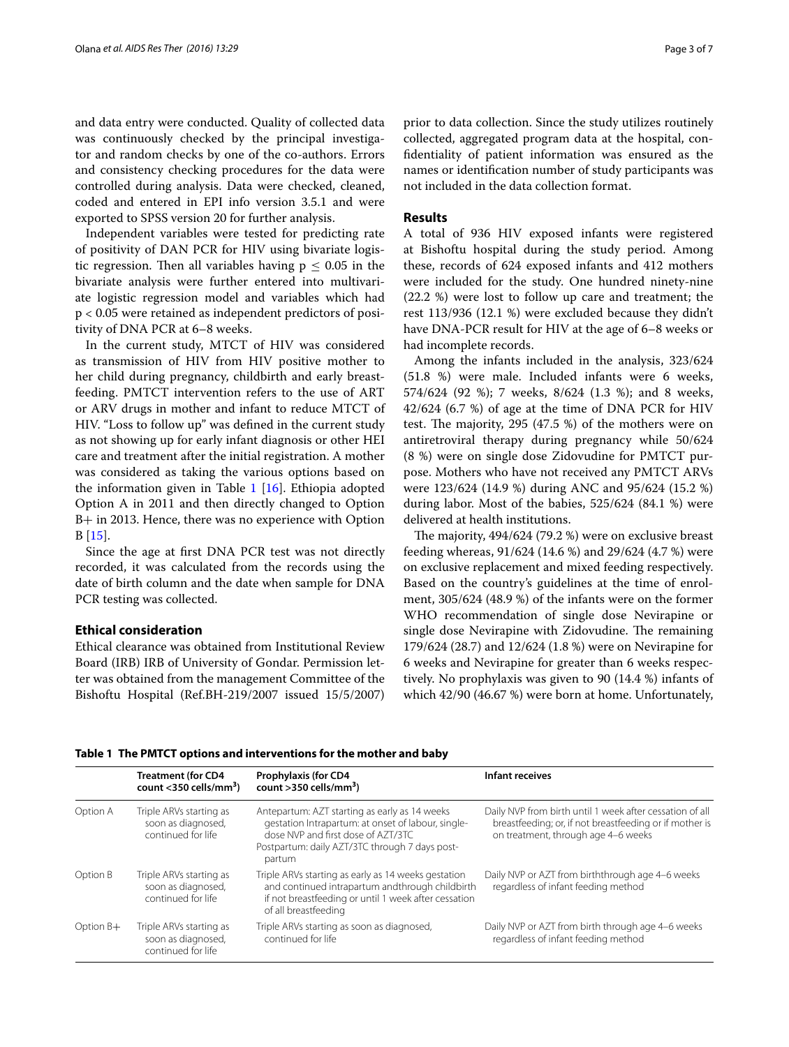and data entry were conducted. Quality of collected data was continuously checked by the principal investigator and random checks by one of the co-authors. Errors and consistency checking procedures for the data were controlled during analysis. Data were checked, cleaned, coded and entered in EPI info version 3.5.1 and were exported to SPSS version 20 for further analysis.

Independent variables were tested for predicting rate of positivity of DAN PCR for HIV using bivariate logistic regression. Then all variables having $p \leq 0.05$ in the bivariate analysis were further entered into multivariate logistic regression model and variables which had $p < 0.05$ were retained as independent predictors of positivity of DNA PCR at 6–8 weeks.

In the current study, MTCT of HIV was considered as transmission of HIV from HIV positive mother to her child during pregnancy, childbirth and early breastfeeding. PMTCT intervention refers to the use of ART or ARV drugs in mother and infant to reduce MTCT of HIV. "Loss to follow up" was defined in the current study as not showing up for early infant diagnosis or other HEI care and treatment after the initial registration. A mother was considered as taking the various options based on the information given in Table 1 [16]. Ethiopia adopted Option A in 2011 and then directly changed to Option B+ in 2013. Hence, there was no experience with Option B [15].

Since the age at first DNA PCR test was not directly recorded, it was calculated from the records using the date of birth column and the date when sample for DNA PCR testing was collected.

### Ethical consideration

Ethical clearance was obtained from Institutional Review Board (IRB) IRB of University of Gondar. Permission letter was obtained from the management Committee of the Bishoftu Hospital (Ref.BH-219/2007 issued 15/5/2007) prior to data collection. Since the study utilizes routinely collected, aggregated program data at the hospital, confidentiality of patient information was ensured as the names or identification number of study participants was not included in the data collection format.

## Results

A total of 936 HIV exposed infants were registered at Bishoftu hospital during the study period. Among these, records of 624 exposed infants and 412 mothers were included for the study. One hundred ninety-nine (22.2 %) were lost to follow up care and treatment; the rest 113/936 (12.1 %) were excluded because they didn't have DNA-PCR result for HIV at the age of 6–8 weeks or had incomplete records.

Among the infants included in the analysis, 323/624 (51.8 %) were male. Included infants were 6 weeks, 574/624 (92 %); 7 weeks, 8/624 (1.3 %); and 8 weeks, 42/624 (6.7 %) of age at the time of DNA PCR for HIV test. The majority, 295 (47.5 %) of the mothers were on antiretroviral therapy during pregnancy while 50/624 (8 %) were on single dose Zidovudine for PMTCT purpose. Mothers who have not received any PMTCT ARVs were 123/624 (14.9 %) during ANC and 95/624 (15.2 %) during labor. Most of the babies, 525/624 (84.1 %) were delivered at health institutions.

The majority, 494/624 (79.2 %) were on exclusive breast feeding whereas, 91/624 (14.6 %) and 29/624 (4.7 %) were on exclusive replacement and mixed feeding respectively. Based on the country's guidelines at the time of enrolment, 305/624 (48.9 %) of the infants were on the former WHO recommendation of single dose Nevirapine or single dose Nevirapine with Zidovudine. The remaining 179/624 (28.7) and 12/624 (1.8 %) were on Nevirapine for 6 weeks and Nevirapine for greater than 6 weeks respectively. No prophylaxis was given to 90 (14.4 %) infants of which 42/90 (46.67 %) were born at home. Unfortunately,

**Table 1 The PMTCT options and interventions for the mother and baby**

| | Treatment (for CD4 count <350 cells/mm$^3$) | Prophylaxis (for CD4 count >350 cells/mm$^3$) | Infant receives |
|---|---|---|---|
| Option A | Triple ARVs starting as soon as diagnosed, continued for life | Antepartum: AZT starting as early as 14 weeks gestation Intrapartum: at onset of labour, single-dose NVP and first dose of AZT/3TC Postpartum: daily AZT/3TC through 7 days post-partum | Daily NVP from birth until 1 week after cessation of all breastfeeding; or, if not breastfeeding or if mother is on treatment, through age 4–6 weeks |
| Option B | Triple ARVs starting as soon as diagnosed, continued for life | Triple ARVs starting as early as 14 weeks gestation and continued intrapartum andthrough childbirth if not breastfeeding or until 1 week after cessation of all breastfeeding | Daily NVP or AZT from birththrough age 4–6 weeks regardless of infant feeding method |
| Option B+ | Triple ARVs starting as soon as diagnosed, continued for life | Triple ARVs starting as soon as diagnosed, continued for life | Daily NVP or AZT from birth through age 4–6 weeks regardless of infant feeding method |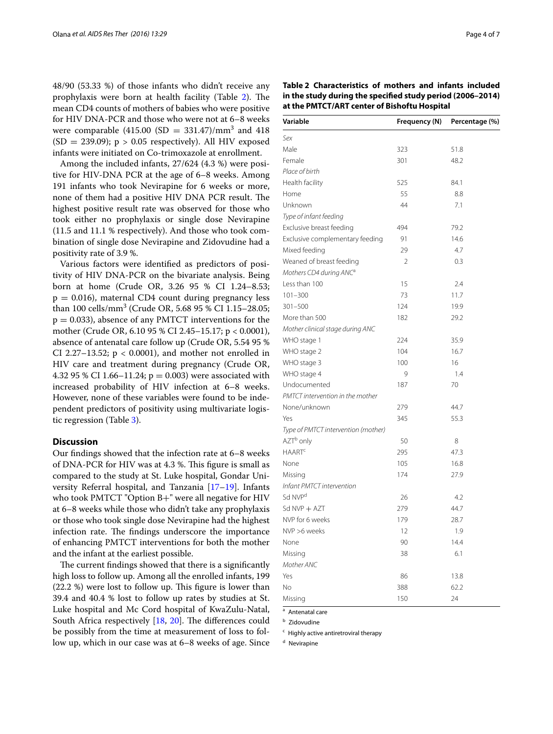48/90 (53.33 %) of those infants who didn't receive any prophylaxis were born at health facility (Table 2). The mean CD4 counts of mothers of babies who were positive for HIV DNA-PCR and those who were not at 6–8 weeks were comparable (415.00 (SD = 331.47)/mm$^3$ and 418 (SD = 239.09); $p > 0.05$ respectively). All HIV exposed infants were initiated on Co-trimoxazole at enrollment.

Among the included infants, 27/624 (4.3 %) were positive for HIV-DNA PCR at the age of 6–8 weeks. Among 191 infants who took Nevirapine for 6 weeks or more, none of them had a positive HIV DNA PCR result. The highest positive result rate was observed for those who took either no prophylaxis or single dose Nevirapine (11.5 and 11.1 % respectively). And those who took combination of single dose Nevirapine and Zidovudine had a positivity rate of 3.9 %.

Various factors were identified as predictors of positivity of HIV DNA-PCR on the bivariate analysis. Being born at home (Crude OR, 3.26 95 % CI 1.24–8.53; $p = 0.016$), maternal CD4 count during pregnancy less than 100 cells/mm$^3$ (Crude OR, 5.68 95 % CI 1.15–28.05; $p = 0.033$), absence of any PMTCT interventions for the mother (Crude OR, 6.10 95 % CI 2.45–15.17; $p < 0.0001$), absence of antenatal care follow up (Crude OR, 5.54 95 % CI 2.27–13.52; $p < 0.0001$), and mother not enrolled in HIV care and treatment during pregnancy (Crude OR, 4.32 95 % CI 1.66–11.24; $p = 0.003$) were associated with increased probability of HIV infection at 6–8 weeks. However, none of these variables were found to be independent predictors of positivity using multivariate logistic regression (Table 3).

## Discussion

Our findings showed that the infection rate at 6–8 weeks of DNA-PCR for HIV was at 4.3 %. This figure is small as compared to the study at St. Luke hospital, Gondar University Referral hospital, and Tanzania [17–19]. Infants who took PMTCT "Option B+" were all negative for HIV at 6–8 weeks while those who didn't take any prophylaxis or those who took single dose Nevirapine had the highest infection rate. The findings underscore the importance of enhancing PMTCT interventions for both the mother and the infant at the earliest possible.

The current findings showed that there is a significantly high loss to follow up. Among all the enrolled infants, 199 (22.2 %) were lost to follow up. This figure is lower than 39.4 and 40.4 % lost to follow up rates by studies at St. Luke hospital and Mc Cord hospital of KwaZulu-Natal, South Africa respectively [18, 20]. The differences could be possibly from the time at measurement of loss to follow up, which in our case was at 6–8 weeks of age. Since

**Table 2 Characteristics of mothers and infants included in the study during the specified study period (2006–2014) at the PMTCT/ART center of Bishoftu Hospital**

| Variable | Frequency (N) | Percentage (%) |
|---|---|---|
| *Sex* | | |
| Male | 323 | 51.8 |
| Female | 301 | 48.2 |
| *Place of birth* | | |
| Health facility | 525 | 84.1 |
| Home | 55 | 8.8 |
| Unknown | 44 | 7.1 |
| *Type of infant feeding* | | |
| Exclusive breast feeding | 494 | 79.2 |
| Exclusive complementary feeding | 91 | 14.6 |
| Mixed feeding | 29 | 4.7 |
| Weaned of breast feeding | 2 | 0.3 |
| *Mothers CD4 during ANC*[a] | | |
| Less than 100 | 15 | 2.4 |
| 101–300 | 73 | 11.7 |
| 301–500 | 124 | 19.9 |
| More than 500 | 182 | 29.2 |
| *Mother clinical stage during ANC* | | |
| WHO stage 1 | 224 | 35.9 |
| WHO stage 2 | 104 | 16.7 |
| WHO stage 3 | 100 | 16 |
| WHO stage 4 | 9 | 1.4 |
| Undocumented | 187 | 70 |
| *PMTCT intervention in the mother* | | |
| None/unknown | 279 | 44.7 |
| Yes | 345 | 55.3 |
| *Type of PMTCT intervention (mother)* | | |
| AZT[b] only | 50 | 8 |
| HAART[c] | 295 | 47.3 |
| None | 105 | 16.8 |
| Missing | 174 | 27.9 |
| *Infant PMTCT intervention* | | |
| Sd NVP[d] | 26 | 4.2 |
| Sd NVP + AZT | 279 | 44.7 |
| NVP for 6 weeks | 179 | 28.7 |
| NVP >6 weeks | 12 | 1.9 |
| None | 90 | 14.4 |
| Missing | 38 | 6.1 |
| *Mother ANC* | | |
| Yes | 86 | 13.8 |
| No | 388 | 62.2 |
| Missing | 150 | 24 |

[a] Antenatal care

[b] Zidovudine

[c] Highly active antiretroviral therapy

[d] Nevirapine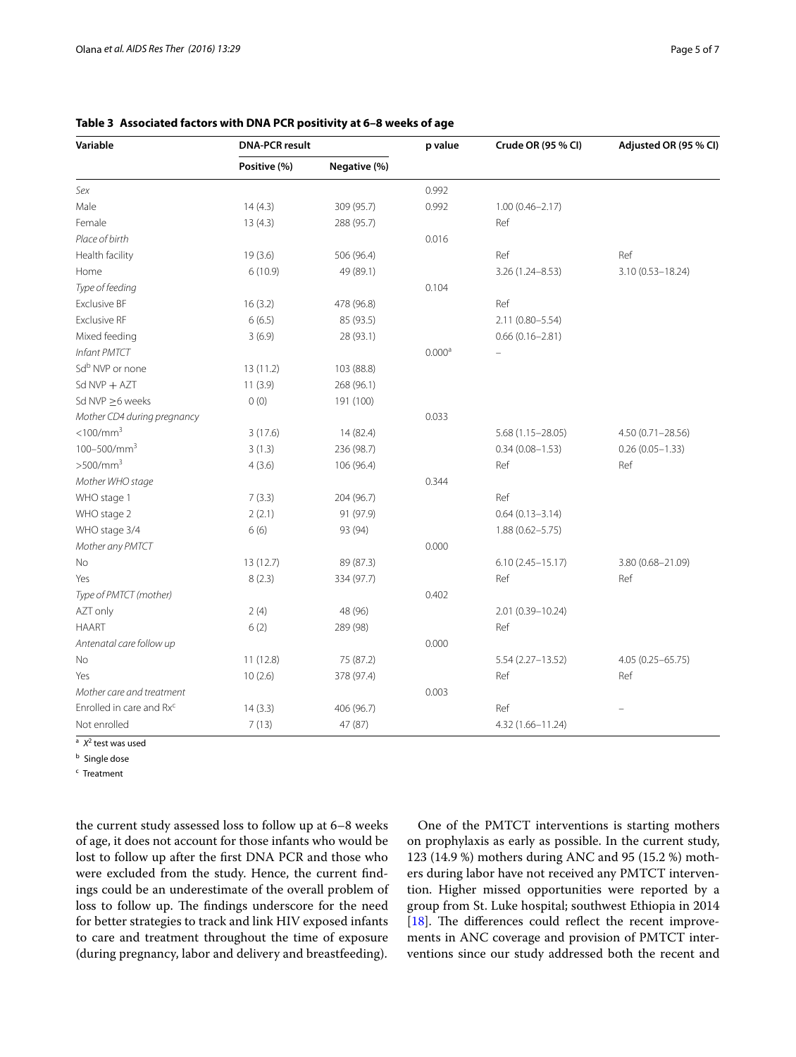**Table 3 Associated factors with DNA PCR positivity at 6–8 weeks of age**

| Variable | DNA-PCR result | | p value | Crude OR (95 % CI) | Adjusted OR (95 % CI) |
|---|---|---|---|---|---|
| | Positive (%) | Negative (%) | | | |
| *Sex* | | | 0.992 | | |
| Male | 14 (4.3) | 309 (95.7) | 0.992 | 1.00 (0.46–2.17) | |
| Female | 13 (4.3) | 288 (95.7) | | Ref | |
| *Place of birth* | | | 0.016 | | |
| Health facility | 19 (3.6) | 506 (96.4) | | Ref | Ref |
| Home | 6 (10.9) | 49 (89.1) | | 3.26 (1.24–8.53) | 3.10 (0.53–18.24) |
| *Type of feeding* | | | 0.104 | | |
| Exclusive BF | 16 (3.2) | 478 (96.8) | | Ref | |
| Exclusive RF | 6 (6.5) | 85 (93.5) | | 2.11 (0.80–5.54) | |
| Mixed feeding | 3 (6.9) | 28 (93.1) | | 0.66 (0.16–2.81) | |
| *Infant PMTCT* | | | 0.000[a] | – | |
| Sd[b] NVP or none | 13 (11.2) | 103 (88.8) | | | |
| Sd NVP + AZT | 11 (3.9) | 268 (96.1) | | | |
| Sd NVP ≥6 weeks | 0 (0) | 191 (100) | | | |
| *Mother CD4 during pregnancy* | | | 0.033 | | |
| <100/mm$^3$ | 3 (17.6) | 14 (82.4) | | 5.68 (1.15–28.05) | 4.50 (0.71–28.56) |
| 100–500/mm$^3$ | 3 (1.3) | 236 (98.7) | | 0.34 (0.08–1.53) | 0.26 (0.05–1.33) |
| >500/mm$^3$ | 4 (3.6) | 106 (96.4) | | Ref | Ref |
| *Mother WHO stage* | | | 0.344 | | |
| WHO stage 1 | 7 (3.3) | 204 (96.7) | | Ref | |
| WHO stage 2 | 2 (2.1) | 91 (97.9) | | 0.64 (0.13–3.14) | |
| WHO stage 3/4 | 6 (6) | 93 (94) | | 1.88 (0.62–5.75) | |
| *Mother any PMTCT* | | | 0.000 | | |
| No | 13 (12.7) | 89 (87.3) | | 6.10 (2.45–15.17) | 3.80 (0.68–21.09) |
| Yes | 8 (2.3) | 334 (97.7) | | Ref | Ref |
| *Type of PMTCT (mother)* | | | 0.402 | | |
| AZT only | 2 (4) | 48 (96) | | 2.01 (0.39–10.24) | |
| HAART | 6 (2) | 289 (98) | | Ref | |
| *Antenatal care follow up* | | | 0.000 | | |
| No | 11 (12.8) | 75 (87.2) | | 5.54 (2.27–13.52) | 4.05 (0.25–65.75) |
| Yes | 10 (2.6) | 378 (97.4) | | Ref | Ref |
| *Mother care and treatment* | | | 0.003 | | |
| Enrolled in care and Rx[c] | 14 (3.3) | 406 (96.7) | | Ref | – |
| Not enrolled | 7 (13) | 47 (87) | | 4.32 (1.66–11.24) | |

[a] $X^2$ test was used

[b] Single dose

[c] Treatment

the current study assessed loss to follow up at 6–8 weeks of age, it does not account for those infants who would be lost to follow up after the first DNA PCR and those who were excluded from the study. Hence, the current findings could be an underestimate of the overall problem of loss to follow up. The findings underscore for the need for better strategies to track and link HIV exposed infants to care and treatment throughout the time of exposure (during pregnancy, labor and delivery and breastfeeding).

One of the PMTCT interventions is starting mothers on prophylaxis as early as possible. In the current study, 123 (14.9 %) mothers during ANC and 95 (15.2 %) mothers during labor have not received any PMTCT intervention. Higher missed opportunities were reported by a group from St. Luke hospital; southwest Ethiopia in 2014 [18]. The differences could reflect the recent improvements in ANC coverage and provision of PMTCT interventions since our study addressed both the recent and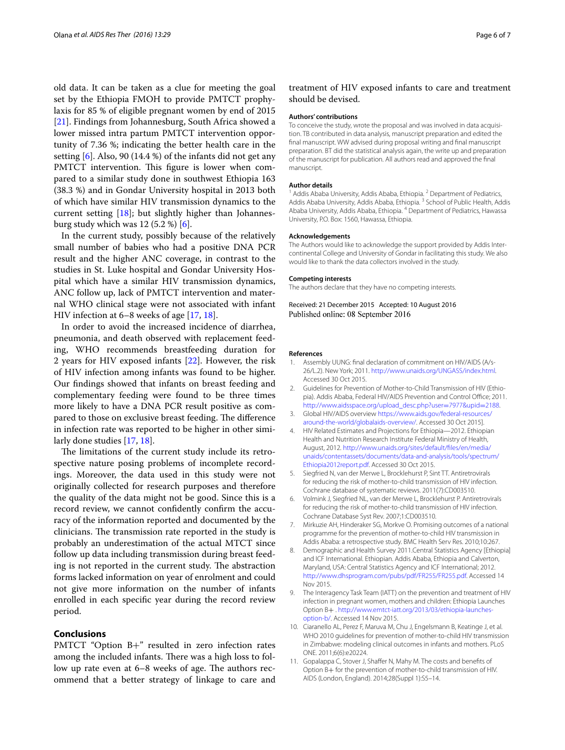old data. It can be taken as a clue for meeting the goal set by the Ethiopia FMOH to provide PMTCT prophylaxis for 85 % of eligible pregnant women by end of 2015 [21]. Findings from Johannesburg, South Africa showed a lower missed intra partum PMTCT intervention opportunity of 7.36 %; indicating the better health care in the setting [6]. Also, 90 (14.4 %) of the infants did not get any PMTCT intervention. This figure is lower when compared to a similar study done in southwest Ethiopia 163 (38.3 %) and in Gondar University hospital in 2013 both of which have similar HIV transmission dynamics to the current setting [18]; but slightly higher than Johannesburg study which was 12 (5.2 %) [6].

In the current study, possibly because of the relatively small number of babies who had a positive DNA PCR result and the higher ANC coverage, in contrast to the studies in St. Luke hospital and Gondar University Hospital which have a similar HIV transmission dynamics, ANC follow up, lack of PMTCT intervention and maternal WHO clinical stage were not associated with infant HIV infection at 6–8 weeks of age [17, 18].

In order to avoid the increased incidence of diarrhea, pneumonia, and death observed with replacement feeding, WHO recommends breastfeeding duration for 2 years for HIV exposed infants [22]. However, the risk of HIV infection among infants was found to be higher. Our findings showed that infants on breast feeding and complementary feeding were found to be three times more likely to have a DNA PCR result positive as compared to those on exclusive breast feeding. The difference in infection rate was reported to be higher in other similarly done studies [17, 18].

The limitations of the current study include its retrospective nature posing problems of incomplete recordings. Moreover, the data used in this study were not originally collected for research purposes and therefore the quality of the data might not be good. Since this is a record review, we cannot confidently confirm the accuracy of the information reported and documented by the clinicians. The transmission rate reported in the study is probably an underestimation of the actual MTCT since follow up data including transmission during breast feeding is not reported in the current study. The abstraction forms lacked information on year of enrolment and could not give more information on the number of infants enrolled in each specific year during the record review period.

## Conclusions

PMTCT "Option B+" resulted in zero infection rates among the included infants. There was a high loss to follow up rate even at 6–8 weeks of age. The authors recommend that a better strategy of linkage to care and treatment of HIV exposed infants to care and treatment should be devised.

### Authors' contributions

To conceive the study, wrote the proposal and was involved in data acquisition. TB contributed in data analysis, manuscript preparation and edited the final manuscript. WW advised during proposal writing and final manuscript preparation. BT did the statistical analysis again, the write up and preparation of the manuscript for publication. All authors read and approved the final manuscript.

### Author details

[1] Addis Ababa University, Addis Ababa, Ethiopia. [2] Department of Pediatrics, Addis Ababa University, Addis Ababa, Ethiopia. [3] School of Public Health, Addis Ababa University, Addis Ababa, Ethiopia. [4] Department of Pediatrics, Hawassa University, P.O. Box: 1560, Hawassa, Ethiopia.

### Acknowledgements

The Authors would like to acknowledge the support provided by Addis Intercontinental College and University of Gondar in facilitating this study. We also would like to thank the data collectors involved in the study.

### Competing interests

The authors declare that they have no competing interests.

Received: 21 December 2015 Accepted: 10 August 2016
Published online: 08 September 2016

### References

1. Assembly UUNG: final declaration of commitment on HIV/AIDS (A/s-26/L.2). New York; 2011. http://www.unaids.org/UNGASS/index.html. Accessed 30 Oct 2015.
2. Guidelines for Prevention of Mother-to-Child Transmission of HIV (Ethiopia). Addis Ababa, Federal HIV/AIDS Prevention and Control Office; 2011. http://www.aidsspace.org/upload_desc.php?user=7977&upid=2188.
3. Global HIV/AIDS overview https://www.aids.gov/federal-resources/around-the-world/globalaids-overview/. Accessed 30 Oct 2015].
4. HIV Related Estimates and Projections for Ethiopia—2012. Ethiopian Health and Nutrition Research Institute Federal Ministry of Health, August, 2012. http://www.unaids.org/sites/default/files/en/media/unaids/contentassets/documents/data-and-analysis/tools/spectrum/Ethiopia2012report.pdf. Accessed 30 Oct 2015.
5. Siegfried N, van der Merwe L, Brocklehurst P, Sint TT. Antiretrovirals for reducing the risk of mother-to-child transmission of HIV infection. Cochrane database of systematic reviews. 2011(7):CD003510.
6. Volmink J, Siegfried NL, van der Merwe L, Brocklehurst P. Antiretrovirals for reducing the risk of mother-to-child transmission of HIV infection. Cochrane Database Syst Rev. 2007;1:CD003510.
7. Mirkuzie AH, Hinderaker SG, Morkve O. Promising outcomes of a national programme for the prevention of mother-to-child HIV transmission in Addis Ababa: a retrospective study. BMC Health Serv Res. 2010;10:267.
8. Demographic and Health Survey 2011.Central Statistics Agency [Ethiopia] and ICF International. Ethiopian. Addis Ababa, Ethiopia and Calverton, Maryland, USA: Central Statistics Agency and ICF International; 2012. http://www.dhsprogram.com/pubs/pdf/FR255/FR255.pdf. Accessed 14 Nov 2015.
9. The Interagency Task Team (IATT) on the prevention and treatment of HIV infection in pregnant women, mothers and children: Ethiopia Launches Option B+ . http://www.emtct-iatt.org/2013/03/ethiopia-launches-option-b/. Accessed 14 Nov 2015.
10. Ciaranello AL, Perez F, Maruva M, Chu J, Engelsmann B, Keatinge J, et al. WHO 2010 guidelines for prevention of mother-to-child HIV transmission in Zimbabwe: modeling clinical outcomes in infants and mothers. PLoS ONE. 2011;6(6):e20224.
11. Gopalappa C, Stover J, Shaffer N, Mahy M. The costs and benefits of Option B+ for the prevention of mother-to-child transmission of HIV. AIDS (London, England). 2014;28(Suppl 1):S5–14.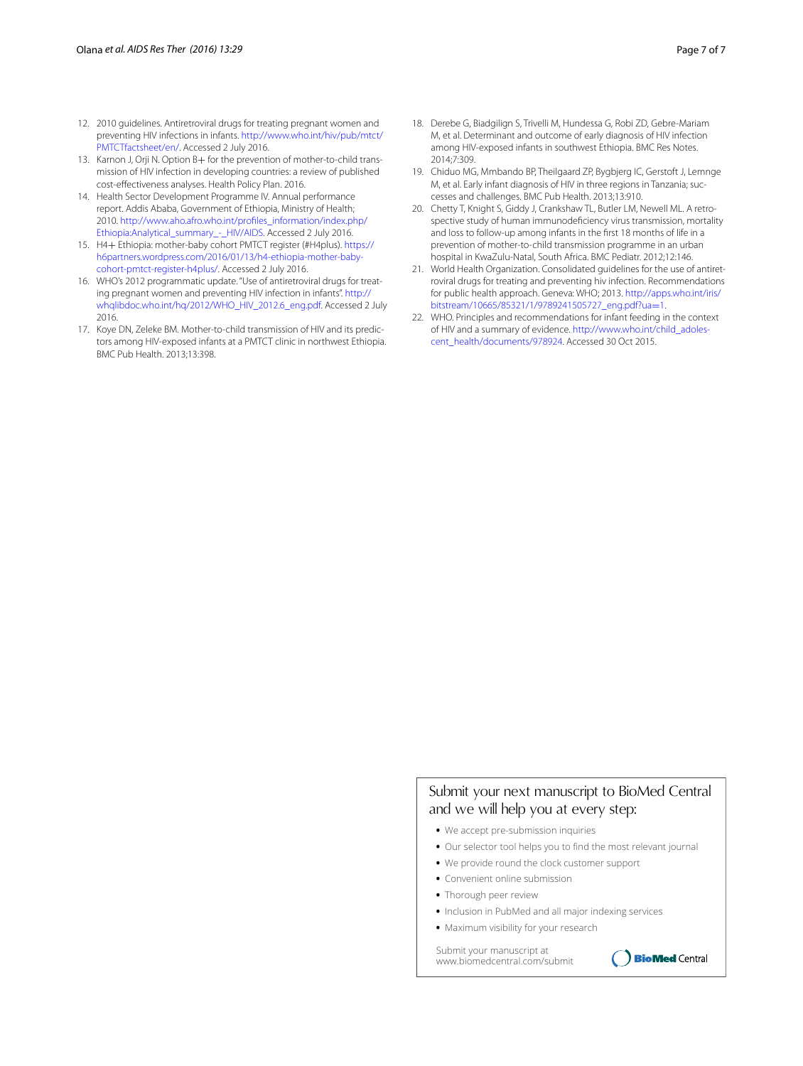12. 2010 guidelines. Antiretroviral drugs for treating pregnant women and preventing HIV infections in infants. http://www.who.int/hiv/pub/mtct/PMTCTfactsheet/en/. Accessed 2 July 2016.
13. Karnon J, Orji N. Option B+ for the prevention of mother-to-child transmission of HIV infection in developing countries: a review of published cost-effectiveness analyses. Health Policy Plan. 2016.
14. Health Sector Development Programme IV. Annual performance report. Addis Ababa, Government of Ethiopia, Ministry of Health; 2010. http://www.aho.afro.who.int/profiles_information/index.php/Ethiopia:Analytical_summary_-_HIV/AIDS. Accessed 2 July 2016.
15. H4+ Ethiopia: mother-baby cohort PMTCT register (#H4plus). https://h6partners.wordpress.com/2016/01/13/h4-ethiopia-mother-baby-cohort-pmtct-register-h4plus/. Accessed 2 July 2016.
16. WHO's 2012 programmatic update. "Use of antiretroviral drugs for treating pregnant women and preventing HIV infection in infants". http://whqlibdoc.who.int/hq/2012/WHO_HIV_2012.6_eng.pdf. Accessed 2 July 2016.
17. Koye DN, Zeleke BM. Mother-to-child transmission of HIV and its predictors among HIV-exposed infants at a PMTCT clinic in northwest Ethiopia. BMC Pub Health. 2013;13:398.
18. Derebe G, Biadgilign S, Trivelli M, Hundessa G, Robi ZD, Gebre-Mariam M, et al. Determinant and outcome of early diagnosis of HIV infection among HIV-exposed infants in southwest Ethiopia. BMC Res Notes. 2014;7:309.
19. Chiduo MG, Mmbando BP, Theilgaard ZP, Bygbjerg IC, Gerstoft J, Lemnge M, et al. Early infant diagnosis of HIV in three regions in Tanzania; successes and challenges. BMC Pub Health. 2013;13:910.
20. Chetty T, Knight S, Giddy J, Crankshaw TL, Butler LM, Newell ML. A retrospective study of human immunodeficiency virus transmission, mortality and loss to follow-up among infants in the first 18 months of life in a prevention of mother-to-child transmission programme in an urban hospital in KwaZulu-Natal, South Africa. BMC Pediatr. 2012;12:146.
21. World Health Organization. Consolidated guidelines for the use of antiretroviral drugs for treating and preventing hiv infection. Recommendations for public health approach. Geneva: WHO; 2013. http://apps.who.int/iris/bitstream/10665/85321/1/9789241505727_eng.pdf?ua=1.
22. WHO. Principles and recommendations for infant feeding in the context of HIV and a summary of evidence. http://www.who.int/child_adolescent_health/documents/978924. Accessed 30 Oct 2015.

Submit your next manuscript to BioMed Central and we will help you at every step:

- We accept pre-submission inquiries
- Our selector tool helps you to find the most relevant journal
- We provide round the clock customer support
- Convenient online submission
- Thorough peer review
- Inclusion in PubMed and all major indexing services
- Maximum visibility for your research

Submit your manuscript at www.biomedcentral.com/submit

BioMed Central